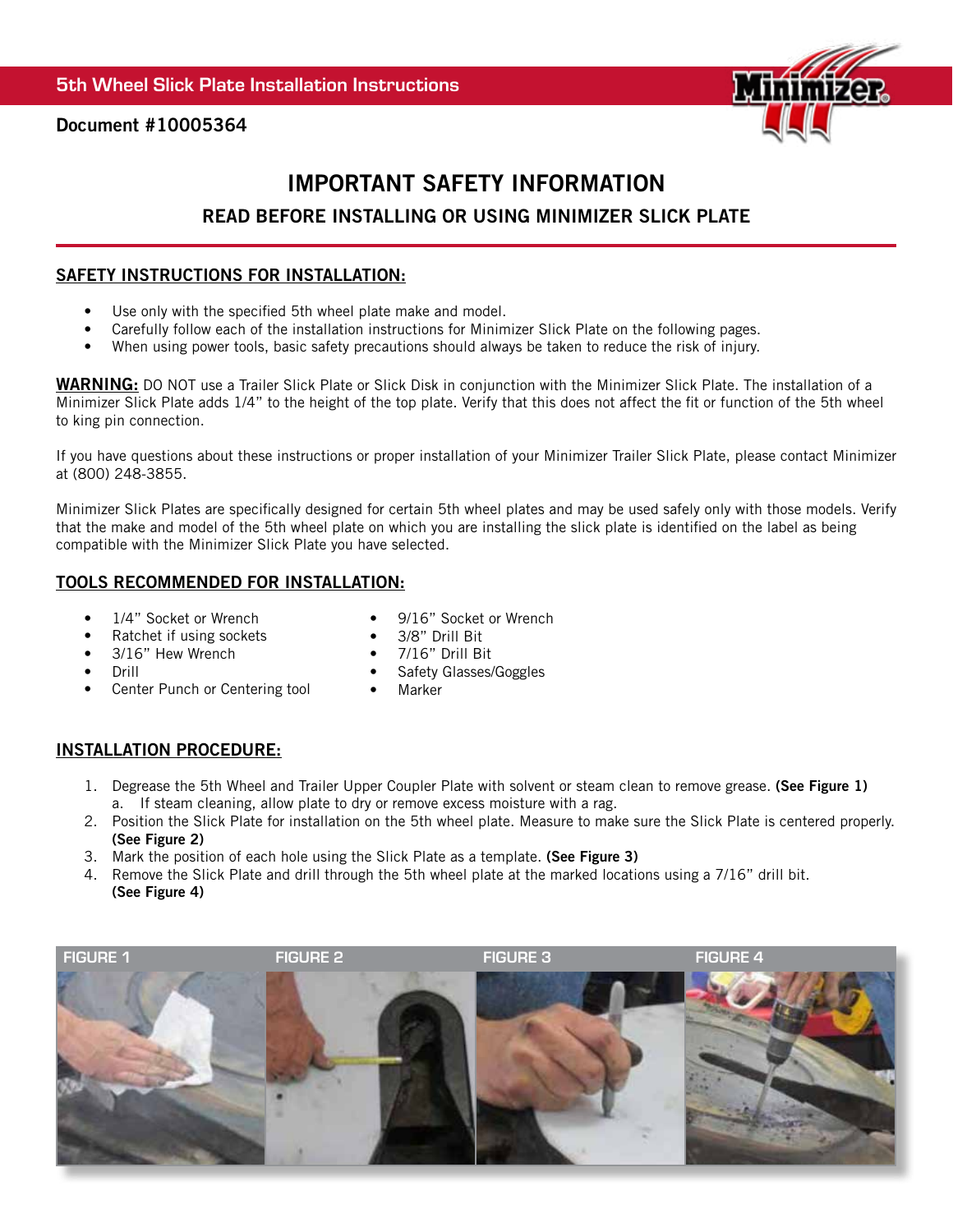5th Wheel Slick Plate Installation Instructions

**Document #10005364**

# IMPORTANT SAFETY INFORMATION

## READ BEFORE INSTALLING OR USING MINIMIZER SLICK PLATE

### SAFETY INSTRUCTIONS FOR INSTALLATION:

- Use only with the specified 5th wheel plate make and model.
- Carefully follow each of the installation instructions for Minimizer Slick Plate on the following pages.
- When using power tools, basic safety precautions should always be taken to reduce the risk of injury.

**WARNING:** DO NOT use a Trailer Slick Plate or Slick Disk in conjunction with the Minimizer Slick Plate. The installation of a Minimizer Slick Plate adds 1/4" to the height of the top plate. Verify that this does not affect the fit or function of the 5th wheel to king pin connection.

If you have questions about these instructions or proper installation of your Minimizer Trailer Slick Plate, please contact Minimizer at (800) 248-3855.

Minimizer Slick Plates are specifically designed for certain 5th wheel plates and may be used safely only with those models. Verify that the make and model of the 5th wheel plate on which you are installing the slick plate is identified on the label as being compatible with the Minimizer Slick Plate you have selected.

### TOOLS RECOMMENDED FOR INSTALLATION:

- 1/4" Socket or Wrench
- Ratchet if using sockets
- 3/16" Hew Wrench
- Drill
- Center Punch or Centering tool
- 9/16" Socket or Wrench
- 3/8" Drill Bit
- 7/16" Drill Bit
- Safety Glasses/Goggles
- Marker

### INSTALLATION PROCEDURE:

1. Degrease the 5th Wheel and Trailer Upper Coupler Plate with solvent or steam clean to remove grease. **(See Figure 1)**
   a. If steam cleaning, allow plate to dry or remove excess moisture with a rag.
2. Position the Slick Plate for installation on the 5th wheel plate. Measure to make sure the Slick Plate is centered properly. **(See Figure 2)**
3. Mark the position of each hole using the Slick Plate as a template. **(See Figure 3)**
4. Remove the Slick Plate and drill through the 5th wheel plate at the marked locations using a 7/16" drill bit. **(See Figure 4)**

FIGURE 1

FIGURE 2

FIGURE 3

FIGURE 4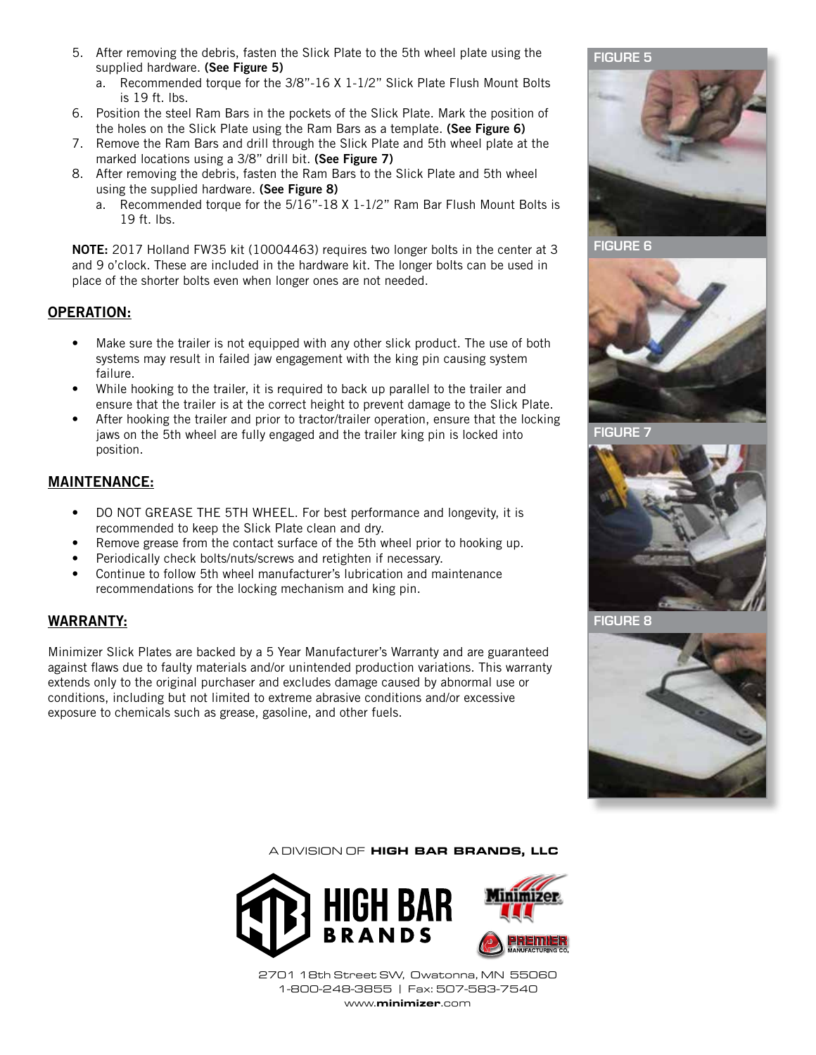5. After removing the debris, fasten the Slick Plate to the 5th wheel plate using the supplied hardware. **(See Figure 5)**
   a. Recommended torque for the 3/8"-16 X 1-1/2" Slick Plate Flush Mount Bolts is 19 ft. lbs.
6. Position the steel Ram Bars in the pockets of the Slick Plate. Mark the position of the holes on the Slick Plate using the Ram Bars as a template. **(See Figure 6)**
7. Remove the Ram Bars and drill through the Slick Plate and 5th wheel plate at the marked locations using a 3/8" drill bit. **(See Figure 7)**
8. After removing the debris, fasten the Ram Bars to the Slick Plate and 5th wheel using the supplied hardware. **(See Figure 8)**
   a. Recommended torque for the 5/16"-18 X 1-1/2" Ram Bar Flush Mount Bolts is 19 ft. lbs.

**NOTE:** 2017 Holland FW35 kit (10004463) requires two longer bolts in the center at 3 and 9 o'clock. These are included in the hardware kit. The longer bolts can be used in place of the shorter bolts even when longer ones are not needed.

FIGURE 5

FIGURE 6

FIGURE 7

FIGURE 8

## OPERATION:

- Make sure the trailer is not equipped with any other slick product. The use of both systems may result in failed jaw engagement with the king pin causing system failure.
- While hooking to the trailer, it is required to back up parallel to the trailer and ensure that the trailer is at the correct height to prevent damage to the Slick Plate.
- After hooking the trailer and prior to tractor/trailer operation, ensure that the locking jaws on the 5th wheel are fully engaged and the trailer king pin is locked into position.

## MAINTENANCE:

- DO NOT GREASE THE 5TH WHEEL. For best performance and longevity, it is recommended to keep the Slick Plate clean and dry.
- Remove grease from the contact surface of the 5th wheel prior to hooking up.
- Periodically check bolts/nuts/screws and retighten if necessary.
- Continue to follow 5th wheel manufacturer's lubrication and maintenance recommendations for the locking mechanism and king pin.

## WARRANTY:

Minimizer Slick Plates are backed by a 5 Year Manufacturer's Warranty and are guaranteed against flaws due to faulty materials and/or unintended production variations. This warranty extends only to the original purchaser and excludes damage caused by abnormal use or conditions, including but not limited to extreme abrasive conditions and/or excessive exposure to chemicals such as grease, gasoline, and other fuels.

A DIVISION OF **HIGH BAR BRANDS, LLC**

HIGH BAR BRANDS

Minimizer

PREMIER MANUFACTURING CO.

2701 18th Street SW, Owatonna, MN 55060
1-800-248-3855 | Fax: 507-583-7540
www.**minimizer**.com